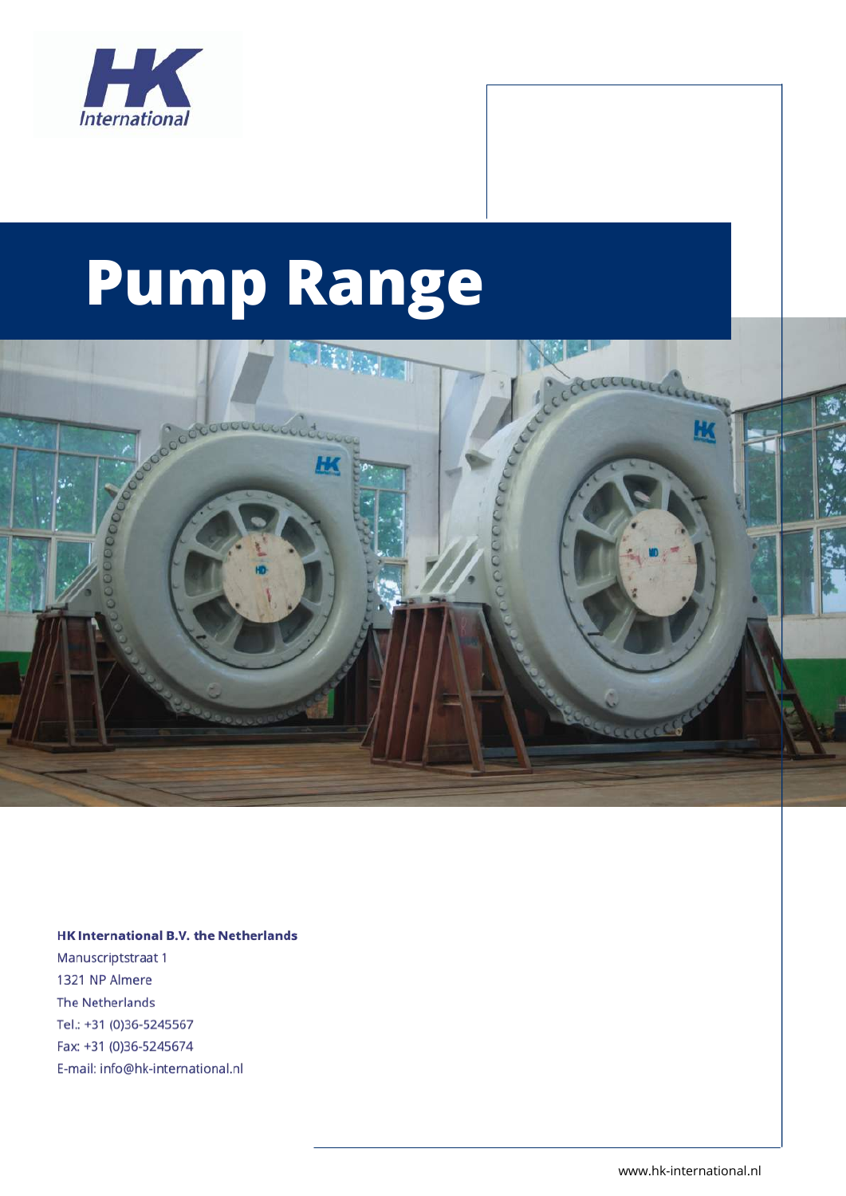# Pump Range

**HK International B.V. the Netherlands**

Manuscriptstraat 1

1321 NP Almere

The Netherlands

Tel.: +31 (0)36-5245567

Fax: +31 (0)36-5245674

E-mail: info@hk-international.nl

www.hk-international.nl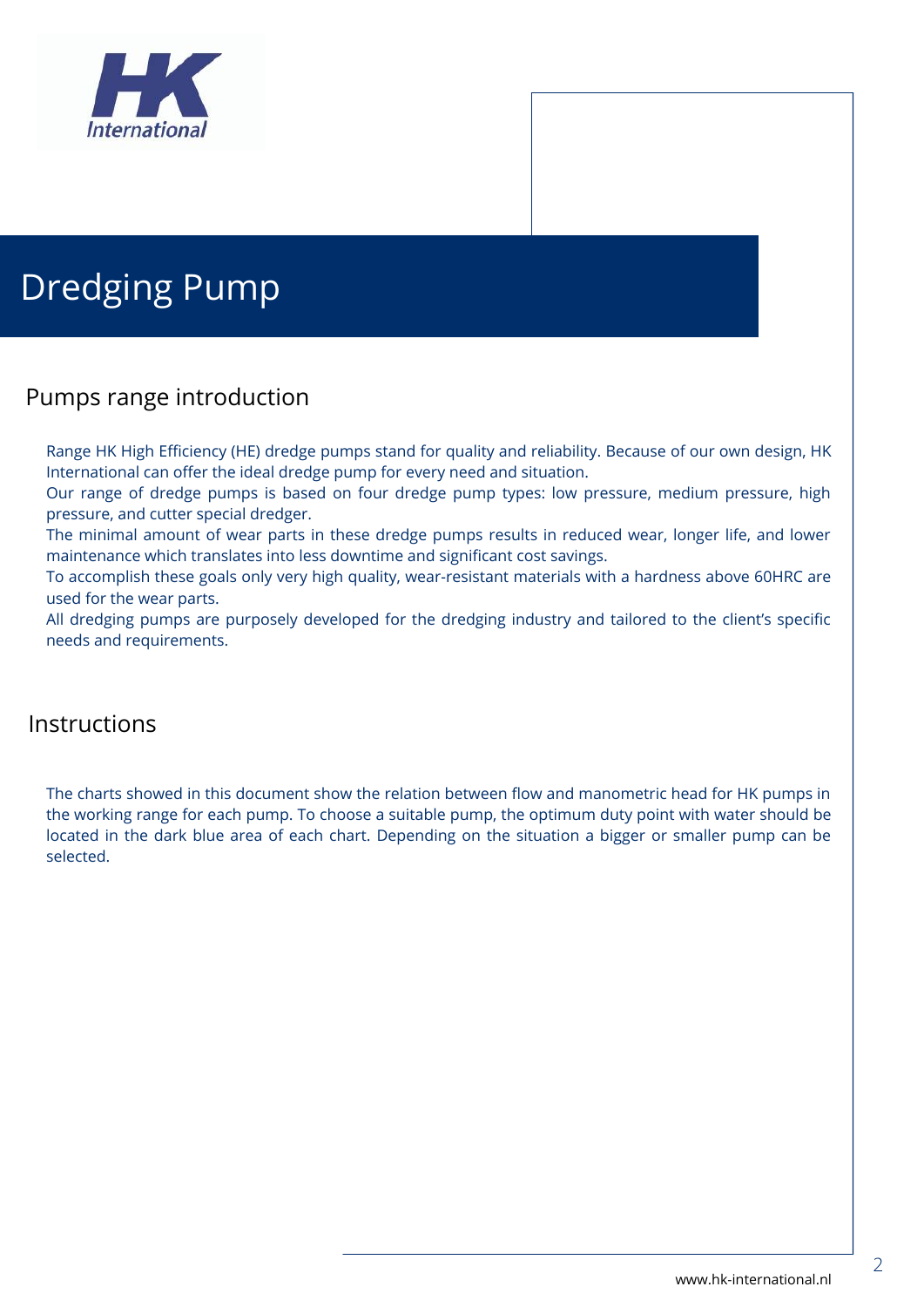# Dredging Pump

## Pumps range introduction

Range HK High Efficiency (HE) dredge pumps stand for quality and reliability. Because of our own design, HK International can offer the ideal dredge pump for every need and situation.
Our range of dredge pumps is based on four dredge pump types: low pressure, medium pressure, high pressure, and cutter special dredger.
The minimal amount of wear parts in these dredge pumps results in reduced wear, longer life, and lower maintenance which translates into less downtime and significant cost savings.
To accomplish these goals only very high quality, wear-resistant materials with a hardness above 60HRC are used for the wear parts.
All dredging pumps are purposely developed for the dredging industry and tailored to the client's specific needs and requirements.

## Instructions

The charts showed in this document show the relation between flow and manometric head for HK pumps in the working range for each pump. To choose a suitable pump, the optimum duty point with water should be located in the dark blue area of each chart. Depending on the situation a bigger or smaller pump can be selected.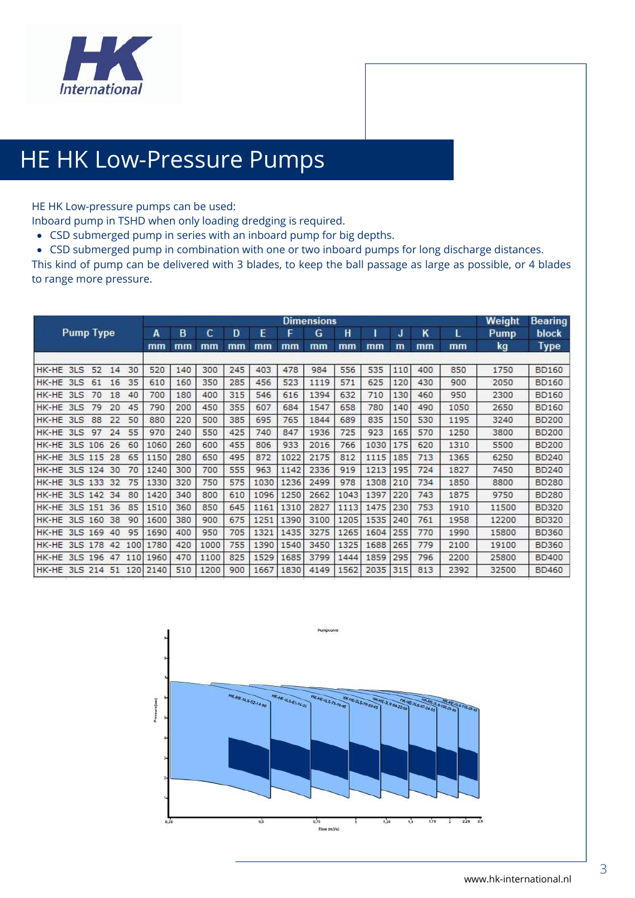# HE HK Low-Pressure Pumps

HE HK Low-pressure pumps can be used:
Inboard pump in TSHD when only loading dredging is required.

- CSD submerged pump in series with an inboard pump for big depths.
- CSD submerged pump in combination with one or two inboard pumps for long discharge distances.

This kind of pump can be delivered with 3 blades, to keep the ball passage as large as possible, or 4 blades to range more pressure.

| Pump Type | Dimensions | | | | | | | | | | | | Weight | Bearing |
|---|---|---|---|---|---|---|---|---|---|---|---|---|---|---|
| | A | B | C | D | E | F | G | H | I | J | K | L | Pump | block |
| | mm | mm | mm | mm | mm | mm | mm | mm | mm | m | mm | mm | kg | Type |
| HK-HE 3LS 52 14 30 | 520 | 140 | 300 | 245 | 403 | 478 | 984 | 556 | 535 | 110 | 400 | 850 | 1750 | BD160 |
| HK-HE 3LS 61 16 35 | 610 | 160 | 350 | 285 | 456 | 523 | 1119 | 571 | 625 | 120 | 430 | 900 | 2050 | BD160 |
| HK-HE 3LS 70 18 40 | 700 | 180 | 400 | 315 | 546 | 616 | 1394 | 632 | 710 | 130 | 460 | 950 | 2300 | BD160 |
| HK-HE 3LS 79 20 45 | 790 | 200 | 450 | 355 | 607 | 684 | 1547 | 658 | 780 | 140 | 490 | 1050 | 2650 | BD160 |
| HK-HE 3LS 88 22 50 | 880 | 220 | 500 | 385 | 695 | 765 | 1844 | 689 | 835 | 150 | 530 | 1195 | 3240 | BD200 |
| HK-HE 3LS 97 24 55 | 970 | 240 | 550 | 425 | 740 | 847 | 1936 | 725 | 923 | 165 | 570 | 1250 | 3800 | BD200 |
| HK-HE 3LS 106 26 60 | 1060 | 260 | 600 | 455 | 806 | 933 | 2016 | 766 | 1030 | 175 | 620 | 1310 | 5500 | BD200 |
| HK-HE 3LS 115 28 65 | 1150 | 280 | 650 | 495 | 872 | 1022 | 2175 | 812 | 1115 | 185 | 713 | 1365 | 6250 | BD240 |
| HK-HE 3LS 124 30 70 | 1240 | 300 | 700 | 555 | 963 | 1142 | 2336 | 919 | 1213 | 195 | 724 | 1827 | 7450 | BD240 |
| HK-HE 3LS 133 32 75 | 1330 | 320 | 750 | 575 | 1030 | 1236 | 2499 | 978 | 1308 | 210 | 734 | 1850 | 8800 | BD280 |
| HK-HE 3LS 142 34 80 | 1420 | 340 | 800 | 610 | 1096 | 1250 | 2662 | 1043 | 1397 | 220 | 743 | 1875 | 9750 | BD280 |
| HK-HE 3LS 151 36 85 | 1510 | 360 | 850 | 645 | 1161 | 1310 | 2827 | 1113 | 1475 | 230 | 753 | 1910 | 11500 | BD320 |
| HK-HE 3LS 160 38 90 | 1600 | 380 | 900 | 675 | 1251 | 1390 | 3100 | 1205 | 1535 | 240 | 761 | 1958 | 12200 | BD320 |
| HK-HE 3LS 169 40 95 | 1690 | 400 | 950 | 705 | 1321 | 1435 | 3275 | 1265 | 1604 | 255 | 770 | 1990 | 15800 | BD360 |
| HK-HE 3LS 178 42 100 | 1780 | 420 | 1000 | 755 | 1390 | 1540 | 3450 | 1325 | 1688 | 265 | 779 | 2100 | 19100 | BD360 |
| HK-HE 3LS 196 47 110 | 1960 | 470 | 1100 | 825 | 1529 | 1685 | 3799 | 1444 | 1859 | 295 | 796 | 2200 | 25800 | BD400 |
| HK-HE 3LS 214 51 120 | 2140 | 510 | 1200 | 900 | 1667 | 1830 | 4149 | 1562 | 2035 | 315 | 813 | 2392 | 32500 | BD460 |

Pumpcurve

Pressure(bar)

HK-HE-3LS-52-14-30
HK-HE-3LS-61-16-35
HK-HE-3LS-70-18-40
HK-HE-3LS-79-20-45
HK-HE-3LS-88-22-50
HK-HE-3LS-97-24-55
HK-HE-3LS-106-26-60
HK-HE-3LS-115-28-65

0,25 0,5 0,75 1 1,25 1,5 1,75 2 2,25 2,5

Flow (m3/s)

www.hk-international.nl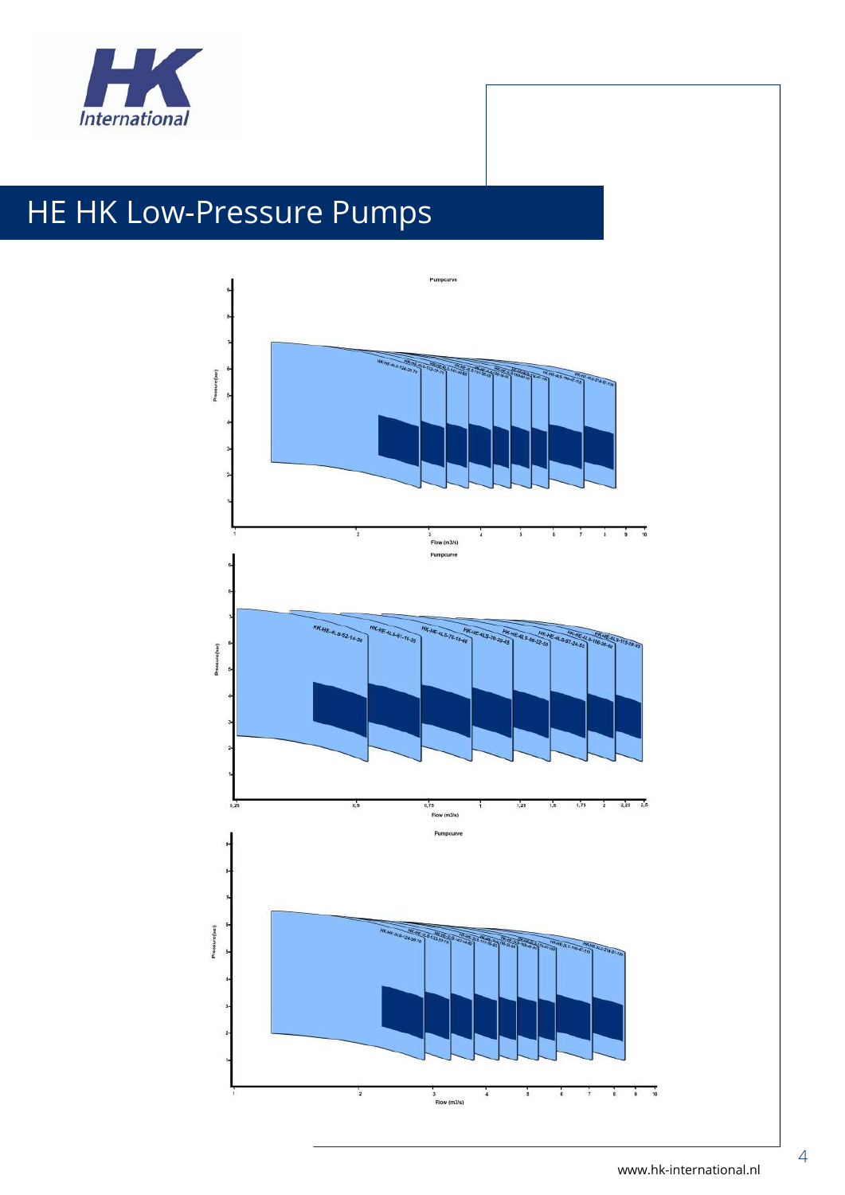# HE HK Low-Pressure Pumps

Pumpcurve

Pressure(bar)

Flow (m3/s)

Pumpcurve

Pressure(bar)

Flow (m3/s)

Pumpcurve

Pressure(bar)

Flow (m3/s)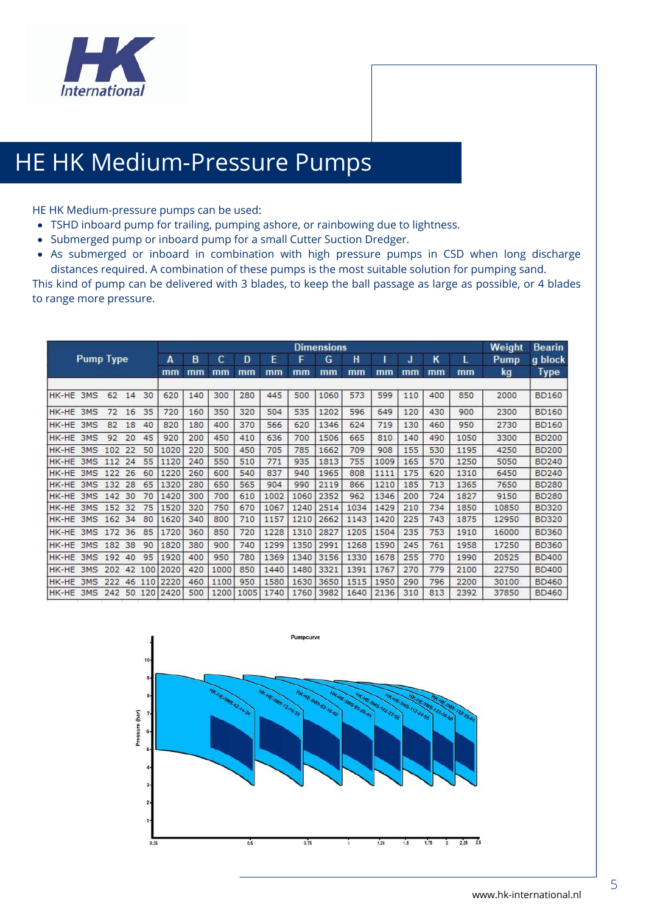# HE HK Medium-Pressure Pumps

HE HK Medium-pressure pumps can be used:

- TSHD inboard pump for trailing, pumping ashore, or rainbowing due to lightness.
- Submerged pump or inboard pump for a small Cutter Suction Dredger.
- As submerged or inboard in combination with high pressure pumps in CSD when long discharge distances required. A combination of these pumps is the most suitable solution for pumping sand.

This kind of pump can be delivered with 3 blades, to keep the ball passage as large as possible, or 4 blades to range more pressure.

| Pump Type | Dimensions | | | | | | | | | | | | Weight | Bearing block |
|---|---|---|---|---|---|---|---|---|---|---|---|---|---|---|
| | A | B | C | D | E | F | G | H | I | J | K | L | Pump | Type |
| | mm | mm | mm | mm | mm | mm | mm | mm | mm | mm | mm | mm | kg | |
| HK-HE 3MS 62 14 30 | 620 | 140 | 300 | 280 | 445 | 500 | 1060 | 573 | 599 | 110 | 400 | 850 | 2000 | BD160 |
| HK-HE 3MS 72 16 35 | 720 | 160 | 350 | 320 | 504 | 535 | 1202 | 596 | 649 | 120 | 430 | 900 | 2300 | BD160 |
| HK-HE 3MS 82 18 40 | 820 | 180 | 400 | 370 | 566 | 620 | 1346 | 624 | 719 | 130 | 460 | 950 | 2730 | BD160 |
| HK-HE 3MS 92 20 45 | 920 | 200 | 450 | 410 | 636 | 700 | 1506 | 665 | 810 | 140 | 490 | 1050 | 3300 | BD200 |
| HK-HE 3MS 102 22 50 | 1020 | 220 | 500 | 450 | 705 | 785 | 1662 | 709 | 908 | 155 | 530 | 1195 | 4250 | BD200 |
| HK-HE 3MS 112 24 55 | 1120 | 240 | 550 | 510 | 771 | 935 | 1813 | 755 | 1009 | 165 | 570 | 1250 | 5050 | BD240 |
| HK-HE 3MS 122 26 60 | 1220 | 260 | 600 | 540 | 837 | 940 | 1965 | 808 | 1111 | 175 | 620 | 1310 | 6450 | BD240 |
| HK-HE 3MS 132 28 65 | 1320 | 280 | 650 | 565 | 904 | 990 | 2119 | 866 | 1210 | 185 | 713 | 1365 | 7650 | BD280 |
| HK-HE 3MS 142 30 70 | 1420 | 300 | 700 | 610 | 1002 | 1060 | 2352 | 962 | 1346 | 200 | 724 | 1827 | 9150 | BD280 |
| HK-HE 3MS 152 32 75 | 1520 | 320 | 750 | 670 | 1067 | 1240 | 2514 | 1034 | 1429 | 210 | 734 | 1850 | 10850 | BD320 |
| HK-HE 3MS 162 34 80 | 1620 | 340 | 800 | 710 | 1157 | 1210 | 2662 | 1143 | 1420 | 225 | 743 | 1875 | 12950 | BD320 |
| HK-HE 3MS 172 36 85 | 1720 | 360 | 850 | 720 | 1228 | 1310 | 2827 | 1205 | 1504 | 235 | 753 | 1910 | 16000 | BD360 |
| HK-HE 3MS 182 38 90 | 1820 | 380 | 900 | 740 | 1299 | 1350 | 2991 | 1268 | 1590 | 245 | 761 | 1958 | 17250 | BD360 |
| HK-HE 3MS 192 40 95 | 1920 | 400 | 950 | 780 | 1369 | 1340 | 3156 | 1330 | 1678 | 255 | 770 | 1990 | 20525 | BD400 |
| HK-HE 3MS 202 42 100 | 2020 | 420 | 1000 | 850 | 1440 | 1480 | 3321 | 1391 | 1767 | 270 | 779 | 2100 | 22750 | BD400 |
| HK-HE 3MS 222 46 110 | 2220 | 460 | 1100 | 950 | 1580 | 1630 | 3650 | 1515 | 1950 | 290 | 796 | 2200 | 30100 | BD460 |
| HK-HE 3MS 242 50 120 | 2420 | 500 | 1200 | 1005 | 1740 | 1760 | 3982 | 1640 | 2136 | 310 | 813 | 2392 | 37850 | BD460 |

Pumpcurve

Pressure (bar)

10
9
8
7
6
5
4
3
2
1

0,25
0,5
0,75
1
1,25
1,5
1,75
2
2,25
2,5

HK-HE-3MS-62-14-30
HK-HE-3MS-72-16-35
HK-HE-3MS-82-18-40
HK-HE-3MS-92-20-45
HK-HE-3MS-102-22-50
HK-HE-3MS-112-24-55
HK-HE-3MS-122-26-60
HK-HE-3MS-132-28-65

www.hk-international.nl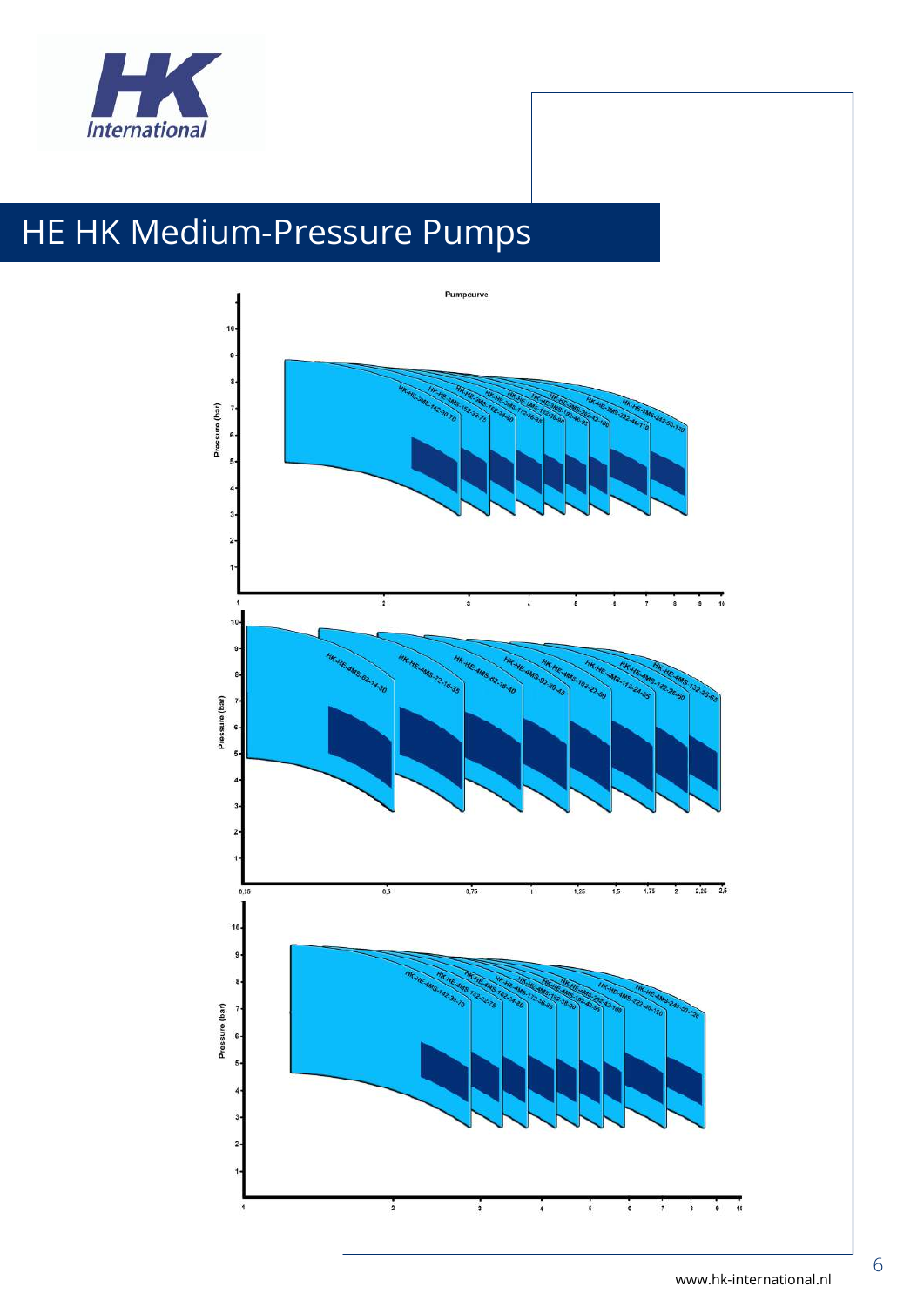# HE HK Medium-Pressure Pumps

Pumpcurve

Pressure (bar)

10
9
8
7
6
5
4
3
2
1

HK-HE-3MS-142-30-70
HK-HE-3MS-152-32-75
HK-HE-4MS-162-34-80
HK-HE-3MS-172-36-85
HK-HE-3MS-182-38-90
HK-HE-3MS-192-40-95
HK-HE-3MS-202-42-100
HK-HE-3MS-222-46-110
HK-HE-3MS-242-50-120

1 2 3 4 5 6 7 8 9 10

Pressure (bar)

10
9
8
7
6
5
4
3
2
1

HK-HE-4MS-62-14-30
HK-HE-4MS-72-16-35
HK-HE-4MS-82-18-40
HK-HE-4MS-92-20-45
HK-HE-4MS-102-22-50
HK-HE-4MS-112-24-55
HK-HE-4MS-122-26-60
HK-HE-4MS-132-28-65

0,25 0,5 0,75 1 1,25 1,5 1,75 2 2,25 2,5

Pressure (bar)

10
9
8
7
6
5
4
3
2
1

HK-HE-4MS-142-30-70
HK-HE-4MS-152-32-75
HK-HE-4MS-162-34-80
HK-HE-4MS-172-36-85
HK-HE-4MS-182-38-90
HK-HE-4MS-192-40-95
HK-HE-4MS-202-42-100
HK-HE-4MS-222-46-110
HK-HE-4MS-242-50-120

1 2 3 4 5 6 7 8 9 10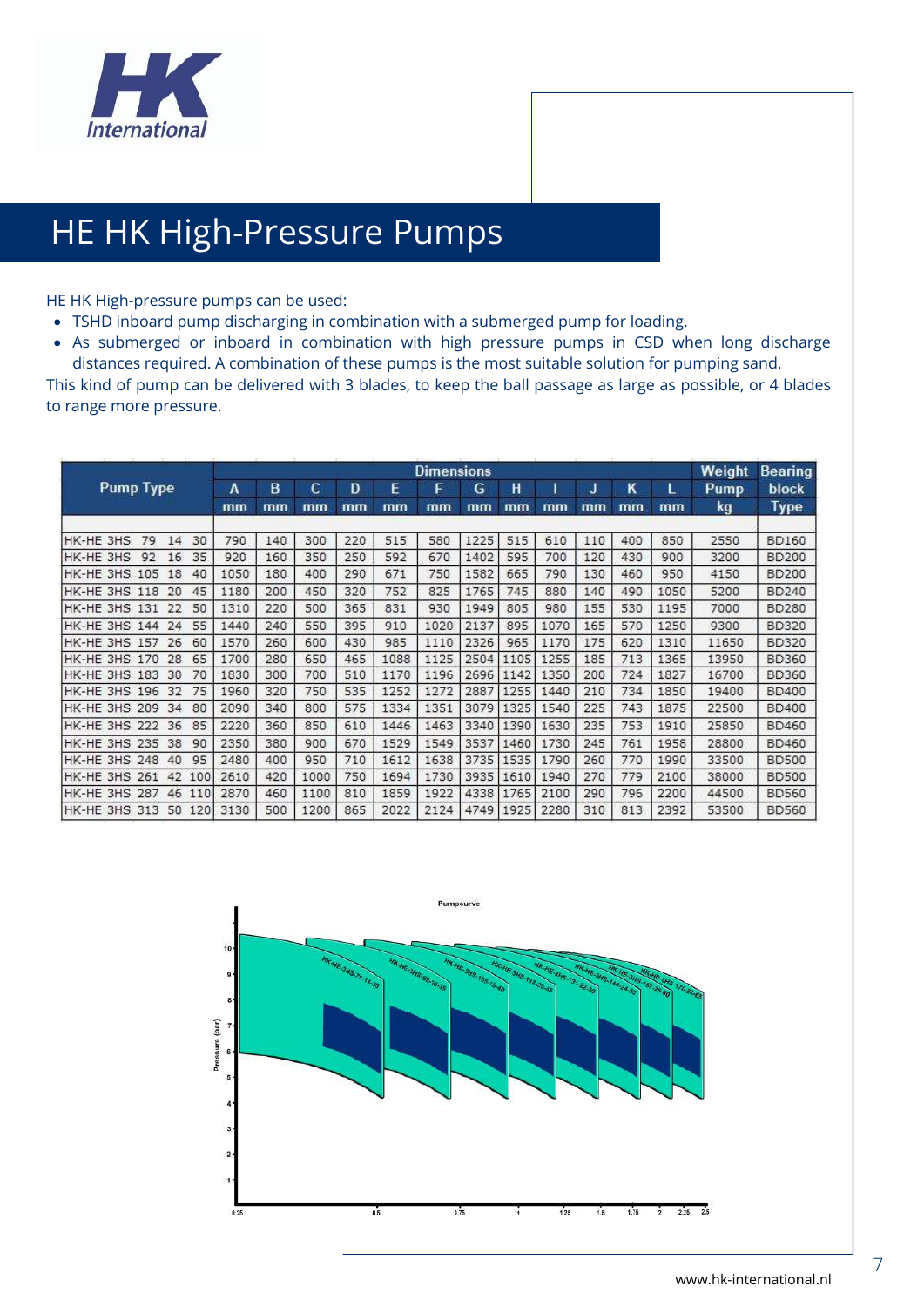# HE HK High-Pressure Pumps

HE HK High-pressure pumps can be used:

- TSHD inboard pump discharging in combination with a submerged pump for loading.
- As submerged or inboard in combination with high pressure pumps in CSD when long discharge distances required. A combination of these pumps is the most suitable solution for pumping sand.

This kind of pump can be delivered with 3 blades, to keep the ball passage as large as possible, or 4 blades to range more pressure.

| Pump Type | Dimensions | | | | | | | | | | | | Weight Pump | Bearing block |
|---|---|---|---|---|---|---|---|---|---|---|---|---|---|---|
| | A | B | C | D | E | F | G | H | I | J | K | L | | |
| | mm | mm | mm | mm | mm | mm | mm | mm | mm | mm | mm | mm | kg | Type |
| HK-HE 3HS 79 14 30 | 790 | 140 | 300 | 220 | 515 | 580 | 1225 | 515 | 610 | 110 | 400 | 850 | 2550 | BD160 |
| HK-HE 3HS 92 16 35 | 920 | 160 | 350 | 250 | 592 | 670 | 1402 | 595 | 700 | 120 | 430 | 900 | 3200 | BD200 |
| HK-HE 3HS 105 18 40 | 1050 | 180 | 400 | 290 | 671 | 750 | 1582 | 665 | 790 | 130 | 460 | 950 | 4150 | BD200 |
| HK-HE 3HS 118 20 45 | 1180 | 200 | 450 | 320 | 752 | 825 | 1765 | 745 | 880 | 140 | 490 | 1050 | 5200 | BD240 |
| HK-HE 3HS 131 22 50 | 1310 | 220 | 500 | 365 | 831 | 930 | 1949 | 805 | 980 | 155 | 530 | 1195 | 7000 | BD280 |
| HK-HE 3HS 144 24 55 | 1440 | 240 | 550 | 395 | 910 | 1020 | 2137 | 895 | 1070 | 165 | 570 | 1250 | 9300 | BD320 |
| HK-HE 3HS 157 26 60 | 1570 | 260 | 600 | 430 | 985 | 1110 | 2326 | 965 | 1170 | 175 | 620 | 1310 | 11650 | BD320 |
| HK-HE 3HS 170 28 65 | 1700 | 280 | 650 | 465 | 1088 | 1125 | 2504 | 1105 | 1255 | 185 | 713 | 1365 | 13950 | BD360 |
| HK-HE 3HS 183 30 70 | 1830 | 300 | 700 | 510 | 1170 | 1196 | 2696 | 1142 | 1350 | 200 | 724 | 1827 | 16700 | BD360 |
| HK-HE 3HS 196 32 75 | 1960 | 320 | 750 | 535 | 1252 | 1272 | 2887 | 1255 | 1440 | 210 | 734 | 1850 | 19400 | BD400 |
| HK-HE 3HS 209 34 80 | 2090 | 340 | 800 | 575 | 1334 | 1351 | 3079 | 1325 | 1540 | 225 | 743 | 1875 | 22500 | BD400 |
| HK-HE 3HS 222 36 85 | 2220 | 360 | 850 | 610 | 1446 | 1463 | 3340 | 1390 | 1630 | 235 | 753 | 1910 | 25850 | BD460 |
| HK-HE 3HS 235 38 90 | 2350 | 380 | 900 | 670 | 1529 | 1549 | 3537 | 1460 | 1730 | 245 | 761 | 1958 | 28800 | BD460 |
| HK-HE 3HS 248 40 95 | 2480 | 400 | 950 | 710 | 1612 | 1638 | 3735 | 1535 | 1790 | 260 | 770 | 1990 | 33500 | BD500 |
| HK-HE 3HS 261 42 100 | 2610 | 420 | 1000 | 750 | 1694 | 1730 | 3935 | 1610 | 1940 | 270 | 779 | 2100 | 38000 | BD500 |
| HK-HE 3HS 287 46 110 | 2870 | 460 | 1100 | 810 | 1859 | 1922 | 4338 | 1765 | 2100 | 290 | 796 | 2200 | 44500 | BD560 |
| HK-HE 3HS 313 50 120 | 3130 | 500 | 1200 | 865 | 2022 | 2124 | 4749 | 1925 | 2280 | 310 | 813 | 2392 | 53500 | BD560 |

Pumpcurve

Pressure (bar)

1 2 3 4 5 6 7 8 9 10

0.25 0.5 0.75 1 1.25 1.5 1.75 2 2.25 2.5

HK-HE-3HS-79-14-30
HK-HE-3HS-92-16-35
HK-HE-3HS-105-18-40
HK-HE-3HS-118-20-45
HK-HE-3HS-131-22-50
HK-HE-3HS-144-24-55
HK-HE-3HS-157-26-60
HK-HE-3HS-170-28-65

www.hk-international.nl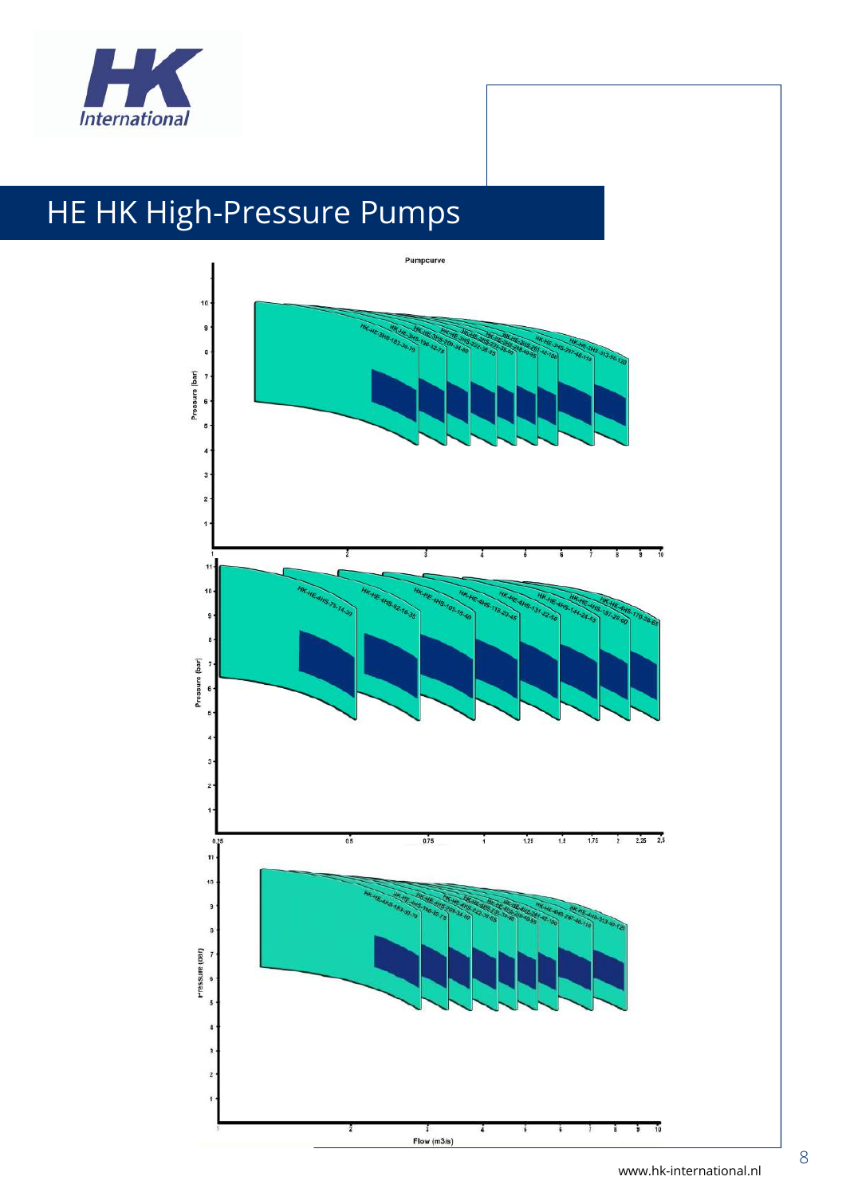# HE HK High-Pressure Pumps

Pumpcurve

Pressure (bar)

10
9
8
7
6
5
4
3
2
1

HK-HE-3HS-183-30-70
HK-HE-3HS-198-32-75
HK-HE-3HS-209-34-80
HK-HE-3HS-222-36-85
HK-HE-3HS-235-38-90
HK-HE-3HS-248-40-95
HK-HE-3HS-261-42-100
HK-HE-3HS-297-46-110
HK-HE-3HS-313-50-120

1 2 3 4 5 6 7 8 9 10

Pressure (bar)

11
10
9
8
7
6
5
4
3
2
1

HK-HE-4HS-79-14-30
HK-HE-4HS-92-16-35
HK-HE-4HS-105-18-40
HK-HE-4HS-118-20-45
HK-HE-4HS-131-22-50
HK-HE-4HS-144-24-55
HK-HE-4HS-157-26-60
HK-HE-4HS-170-28-65

0.25 0.5 0.75 1 1.25 1.5 1.75 2 2.25 2.5

Pressure (bar)

11
10
9
8
7
6
5
4
3
2
1

HK-HE-4HS-183-30-70
HK-HE-4HS-198-32-75
HK-HE-4HS-209-34-80
HK-HE-4HS-222-36-85
HK-HE-4HS-235-38-90
HK-HE-4HS-248-40-95
HK-HE-4HS-261-42-100
HK-HE-4HS-297-46-110
HK-HE-4HS-313-50-120

1 2 3 4 5 6 7 8 9 10

Flow (m3/s)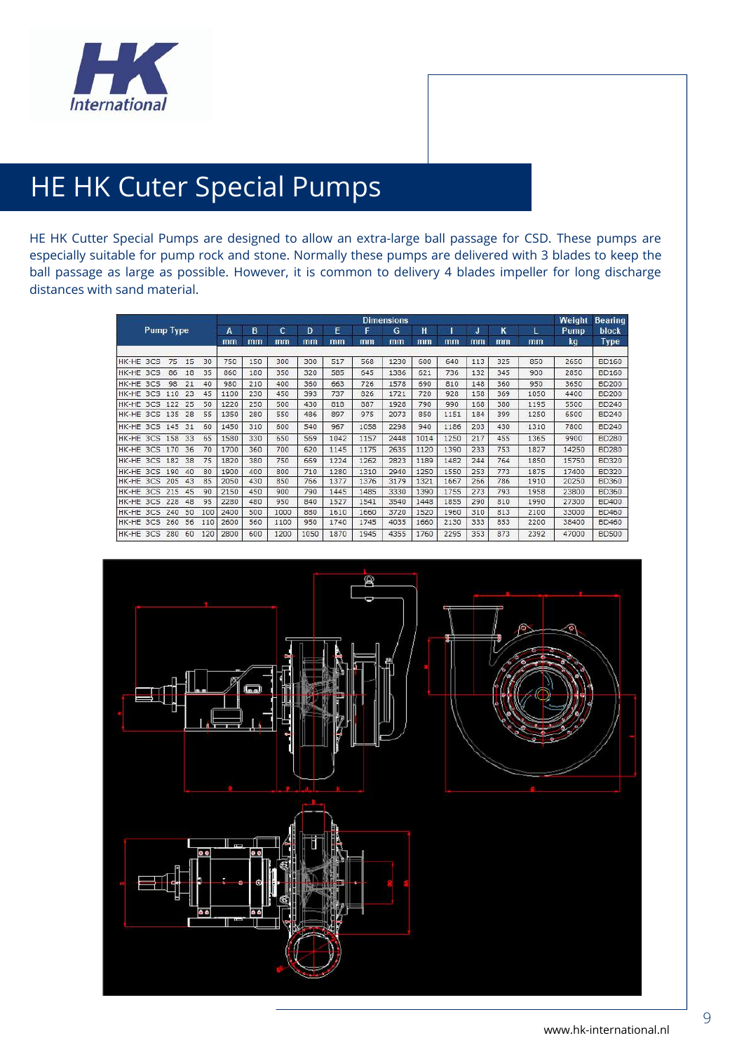# HE HK Cuter Special Pumps

HE HK Cutter Special Pumps are designed to allow an extra-large ball passage for CSD. These pumps are especially suitable for pump rock and stone. Normally these pumps are delivered with 3 blades to keep the ball passage as large as possible. However, it is common to delivery 4 blades impeller for long discharge distances with sand material.

| Pump Type | Dimensions | | | | | | | | | | | | Weight | Bearing |
|---|---|---|---|---|---|---|---|---|---|---|---|---|---|---|
| | A | B | C | D | E | F | G | H | I | J | K | L | Pump | block |
| | mm | mm | mm | mm | mm | mm | mm | mm | mm | mm | mm | mm | kg | Type |
| HK-HE 3CS 75 15 30 | 750 | 150 | 300 | 300 | 517 | 568 | 1230 | 600 | 640 | 113 | 325 | 850 | 2650 | BD160 |
| HK-HE 3CS 86 18 35 | 860 | 180 | 350 | 320 | 585 | 645 | 1386 | 621 | 736 | 132 | 345 | 900 | 2850 | BD160 |
| HK-HE 3CS 98 21 40 | 980 | 210 | 400 | 350 | 663 | 726 | 1578 | 690 | 810 | 148 | 360 | 950 | 3650 | BD200 |
| HK-HE 3CS 110 23 45 | 1100 | 230 | 450 | 393 | 737 | 826 | 1721 | 720 | 928 | 158 | 369 | 1050 | 4400 | BD200 |
| HK-HE 3CS 122 25 50 | 1220 | 250 | 500 | 430 | 818 | 887 | 1928 | 790 | 990 | 168 | 380 | 1195 | 5500 | BD240 |
| HK-HE 3CS 135 28 55 | 1350 | 280 | 550 | 486 | 897 | 975 | 2073 | 850 | 1151 | 184 | 399 | 1250 | 6500 | BD240 |
| HK-HE 3CS 145 31 60 | 1450 | 310 | 600 | 540 | 967 | 1058 | 2298 | 940 | 1166 | 203 | 430 | 1310 | 7800 | BD240 |
| HK-HE 3CS 158 33 65 | 1580 | 330 | 650 | 569 | 1042 | 1157 | 2448 | 1014 | 1250 | 217 | 455 | 1365 | 9900 | BD280 |
| HK-HE 3CS 170 36 70 | 1700 | 360 | 700 | 620 | 1145 | 1175 | 2635 | 1120 | 1390 | 233 | 753 | 1827 | 14250 | BD280 |
| HK-HE 3CS 182 38 75 | 1820 | 380 | 750 | 659 | 1224 | 1262 | 2823 | 1189 | 1482 | 244 | 764 | 1850 | 15750 | BD320 |
| HK-HE 3CS 190 40 80 | 1900 | 400 | 800 | 710 | 1280 | 1310 | 2940 | 1250 | 1550 | 253 | 773 | 1875 | 17400 | BD320 |
| HK-HE 3CS 205 43 85 | 2050 | 430 | 850 | 756 | 1377 | 1376 | 3179 | 1321 | 1667 | 266 | 786 | 1910 | 20250 | BD360 |
| HK-HE 3CS 215 45 90 | 2150 | 450 | 900 | 790 | 1445 | 1485 | 3330 | 1390 | 1755 | 273 | 793 | 1958 | 23800 | BD360 |
| HK-HE 3CS 228 48 95 | 2280 | 480 | 950 | 840 | 1527 | 1541 | 3540 | 1443 | 1855 | 290 | 810 | 1990 | 27300 | BD400 |
| HK-HE 3CS 240 50 100 | 2400 | 500 | 1000 | 880 | 1610 | 1660 | 3720 | 1520 | 1960 | 310 | 813 | 2100 | 33000 | BD460 |
| HK-HE 3CS 260 56 110 | 2600 | 560 | 1100 | 950 | 1740 | 1745 | 4035 | 1660 | 2130 | 333 | 853 | 2200 | 38400 | BD460 |
| HK-HE 3CS 280 60 120 | 2800 | 600 | 1200 | 1050 | 1870 | 1945 | 4355 | 1760 | 2295 | 353 | 873 | 2392 | 47000 | BD500 |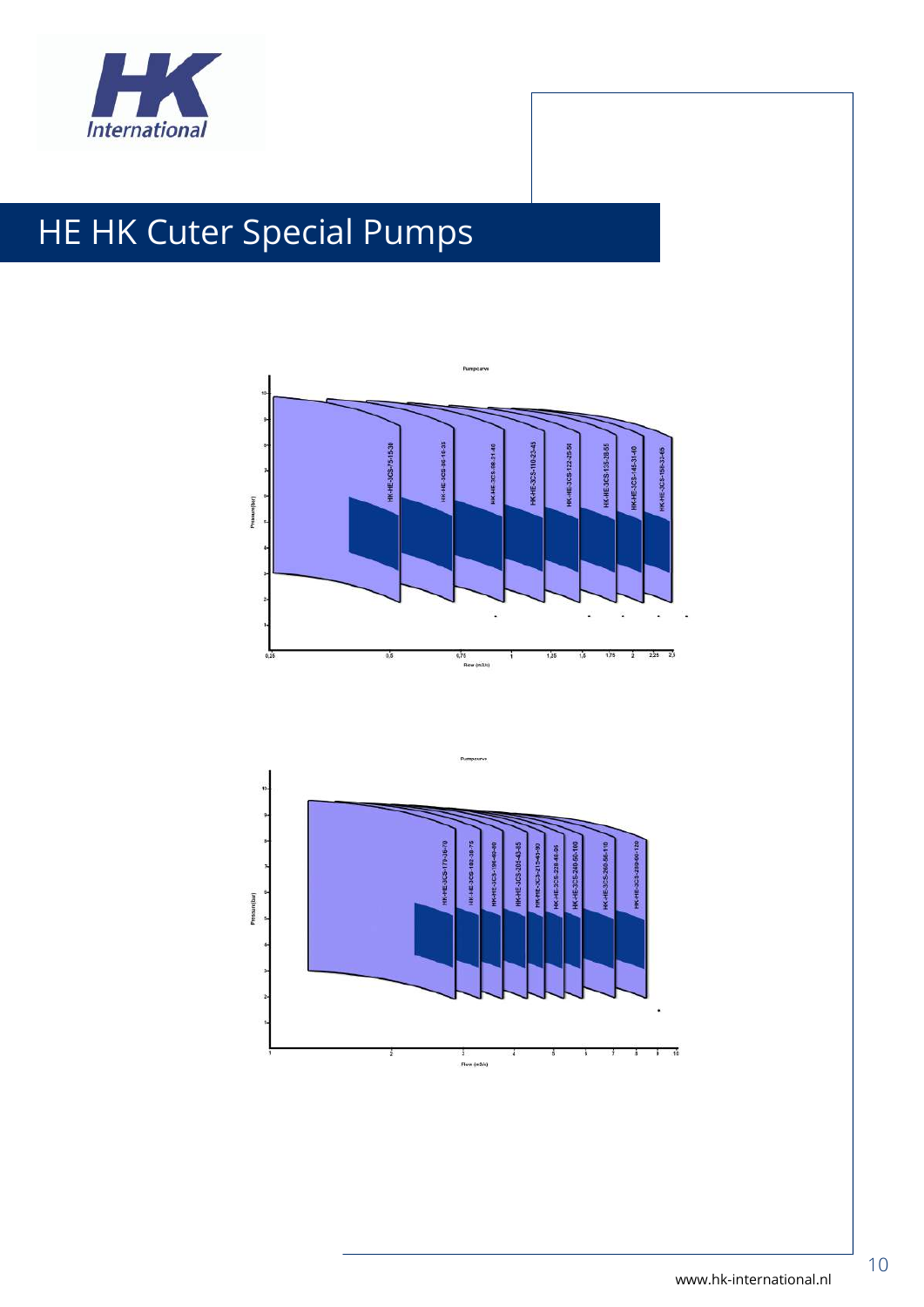# HE HK Cuter Special Pumps

Pumpcurve

Pressure(bar)

10
9
8
7
6
5
4
3
2
1

HK-HE-3CS-75-15-30
HK-HE-3CS-86-16-35
HK-HE-3CS-98-31-40
HK-HE-3CS-110-23-45
HK-HE-3CS-122-25-50
HK-HE-3CS-135-28-55
HK-HE-3CS-145-31-60
HK-HE-3CS-158-33-65

0,25
0,5
0,75
1
1,25
1,5
1,75
2
2,25
2,5

Flow (m3/h)

Pumpcurve

Pressure(bar)

10
9
8
7
6
5
4
3
2
1

HK-HE-3CS-170-36-70
HK-HE-3CS-182-38-75
HK-HE-3CS-196-40-80
HK-HE-3CS-201-43-85
HK-HE-3CS-215-45-90
HK-HE-3CS-228-48-95
HK-HE-3CS-240-50-100
HK-HE-3CS-260-56-110
HK-HE-3CS-280-60-120

1
2
3
4
5
6
7
8
9
10

Flow (m3/h)

www.hk-international.nl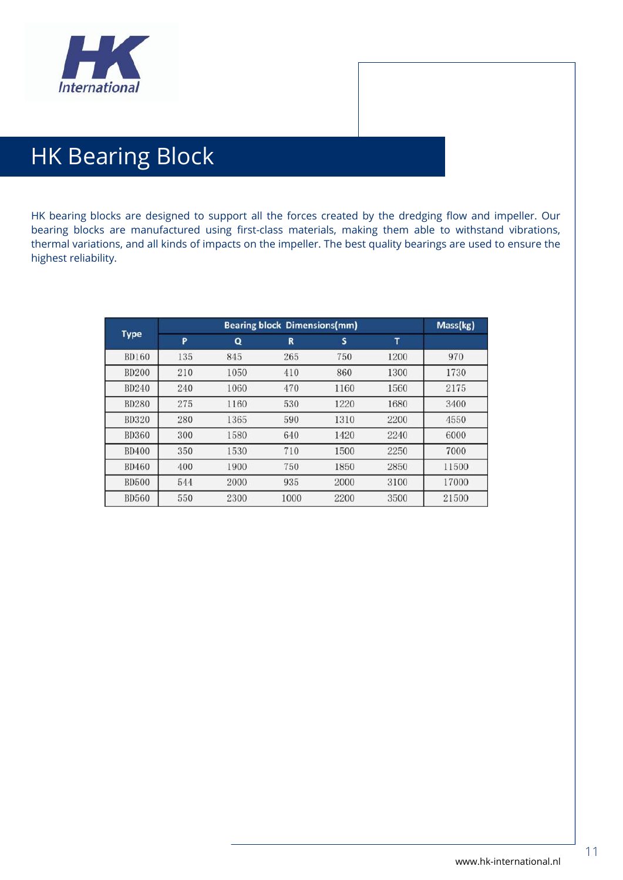# HK Bearing Block

HK bearing blocks are designed to support all the forces created by the dredging flow and impeller. Our bearing blocks are manufactured using first-class materials, making them able to withstand vibrations, thermal variations, and all kinds of impacts on the impeller. The best quality bearings are used to ensure the highest reliability.

| Type | Bearing block Dimensions(mm) | | | | | Mass(kg) |
|---|---|---|---|---|---|---|
| | P | Q | R | S | T | |
| BD160 | 135 | 845 | 265 | 750 | 1200 | 970 |
| BD200 | 210 | 1050 | 410 | 860 | 1300 | 1730 |
| BD240 | 240 | 1060 | 470 | 1160 | 1560 | 2175 |
| BD280 | 275 | 1160 | 530 | 1220 | 1680 | 3400 |
| BD320 | 280 | 1365 | 590 | 1310 | 2200 | 4550 |
| BD360 | 300 | 1580 | 640 | 1420 | 2240 | 6000 |
| BD400 | 350 | 1530 | 710 | 1500 | 2250 | 7000 |
| BD460 | 400 | 1900 | 750 | 1850 | 2850 | 11500 |
| BD500 | 544 | 2000 | 935 | 2000 | 3100 | 17000 |
| BD560 | 550 | 2300 | 1000 | 2200 | 3500 | 21500 |

www.hk-international.nl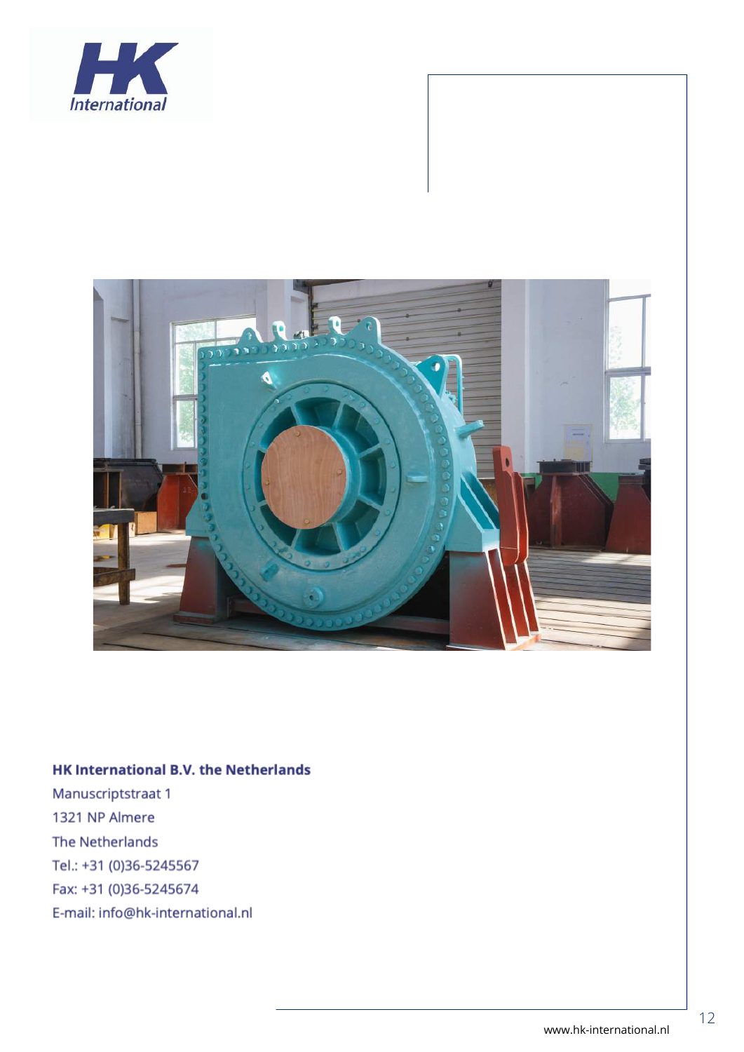**HK International B.V. the Netherlands**

Manuscriptstraat 1

1321 NP Almere

The Netherlands

Tel.: +31 (0)36-5245567

Fax: +31 (0)36-5245674

E-mail: info@hk-international.nl

www.hk-international.nl